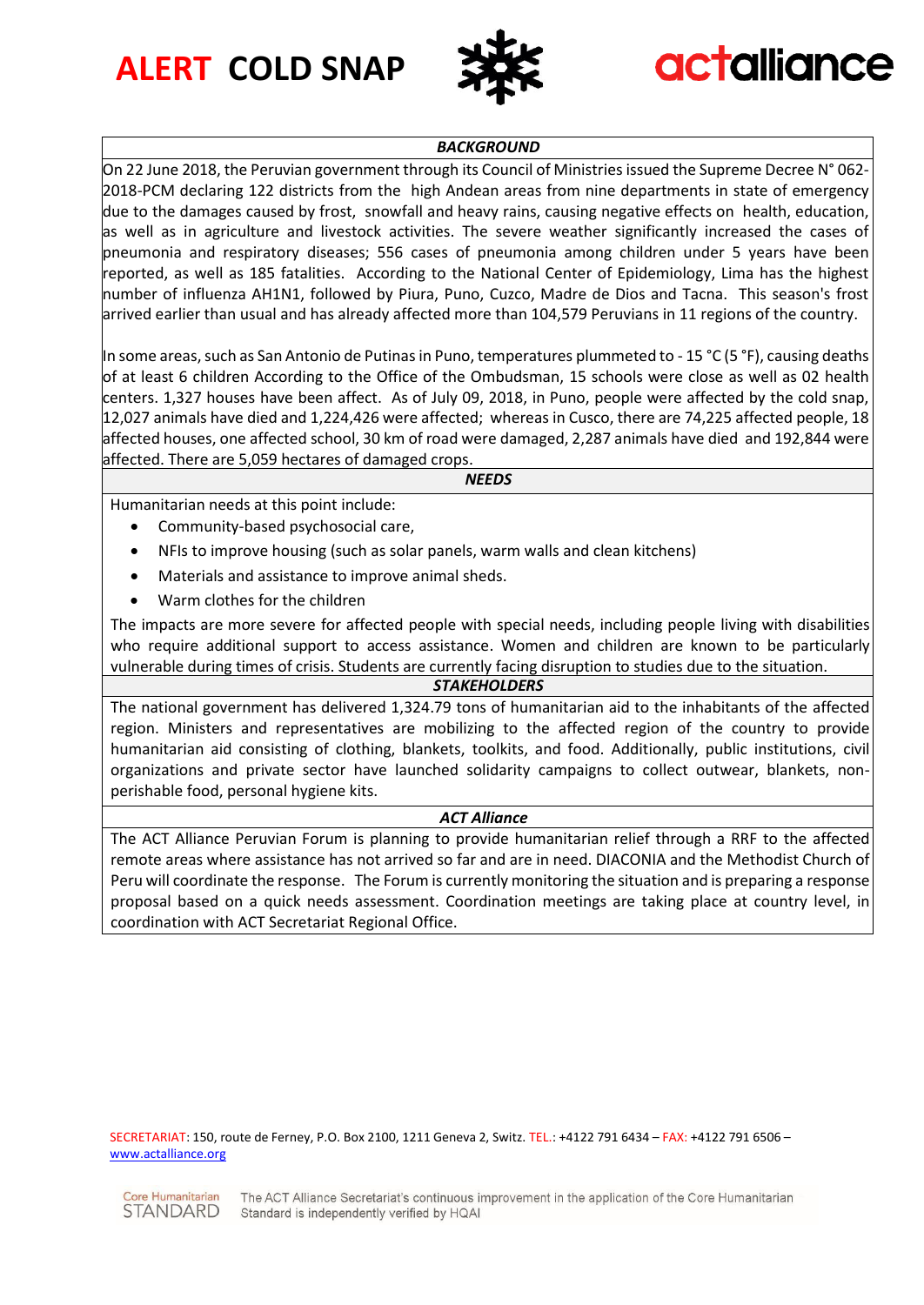# ALERT COLD SNAP

actalliance

### *BACKGROUND*

On 22 June 2018, the Peruvian government through its Council of Ministries issued the Supreme Decree N° 062-2018-PCM declaring 122 districts from the high Andean areas from nine departments in state of emergency due to the damages caused by frost, snowfall and heavy rains, causing negative effects on health, education, as well as in agriculture and livestock activities. The severe weather significantly increased the cases of pneumonia and respiratory diseases; 556 cases of pneumonia among children under 5 years have been reported, as well as 185 fatalities. According to the National Center of Epidemiology, Lima has the highest number of influenza AH1N1, followed by Piura, Puno, Cuzco, Madre de Dios and Tacna. This season's frost arrived earlier than usual and has already affected more than 104,579 Peruvians in 11 regions of the country.

In some areas, such as San Antonio de Putinas in Puno, temperatures plummeted to - 15 °C (5 °F), causing deaths of at least 6 children According to the Office of the Ombudsman, 15 schools were close as well as 02 health centers. 1,327 houses have been affect. As of July 09, 2018, in Puno, people were affected by the cold snap, 12,027 animals have died and 1,224,426 were affected; whereas in Cusco, there are 74,225 affected people, 18 affected houses, one affected school, 30 km of road were damaged, 2,287 animals have died and 192,844 were affected. There are 5,059 hectares of damaged crops.

### *NEEDS*

Humanitarian needs at this point include:

- Community-based psychosocial care,
- NFIs to improve housing (such as solar panels, warm walls and clean kitchens)
- Materials and assistance to improve animal sheds.
- Warm clothes for the children

The impacts are more severe for affected people with special needs, including people living with disabilities who require additional support to access assistance. Women and children are known to be particularly vulnerable during times of crisis. Students are currently facing disruption to studies due to the situation.

### *STAKEHOLDERS*

The national government has delivered 1,324.79 tons of humanitarian aid to the inhabitants of the affected region. Ministers and representatives are mobilizing to the affected region of the country to provide humanitarian aid consisting of clothing, blankets, toolkits, and food. Additionally, public institutions, civil organizations and private sector have launched solidarity campaigns to collect outwear, blankets, non-perishable food, personal hygiene kits.

### *ACT Alliance*

The ACT Alliance Peruvian Forum is planning to provide humanitarian relief through a RRF to the affected remote areas where assistance has not arrived so far and are in need. DIACONIA and the Methodist Church of Peru will coordinate the response. The Forum is currently monitoring the situation and is preparing a response proposal based on a quick needs assessment. Coordination meetings are taking place at country level, in coordination with ACT Secretariat Regional Office.

SECRETARIAT: 150, route de Ferney, P.O. Box 2100, 1211 Geneva 2, Switz. TEL.: +4122 791 6434 – FAX: +4122 791 6506 – www.actalliance.org

Core Humanitarian STANDARD — The ACT Alliance Secretariat's continuous improvement in the application of the Core Humanitarian Standard is independently verified by HQAI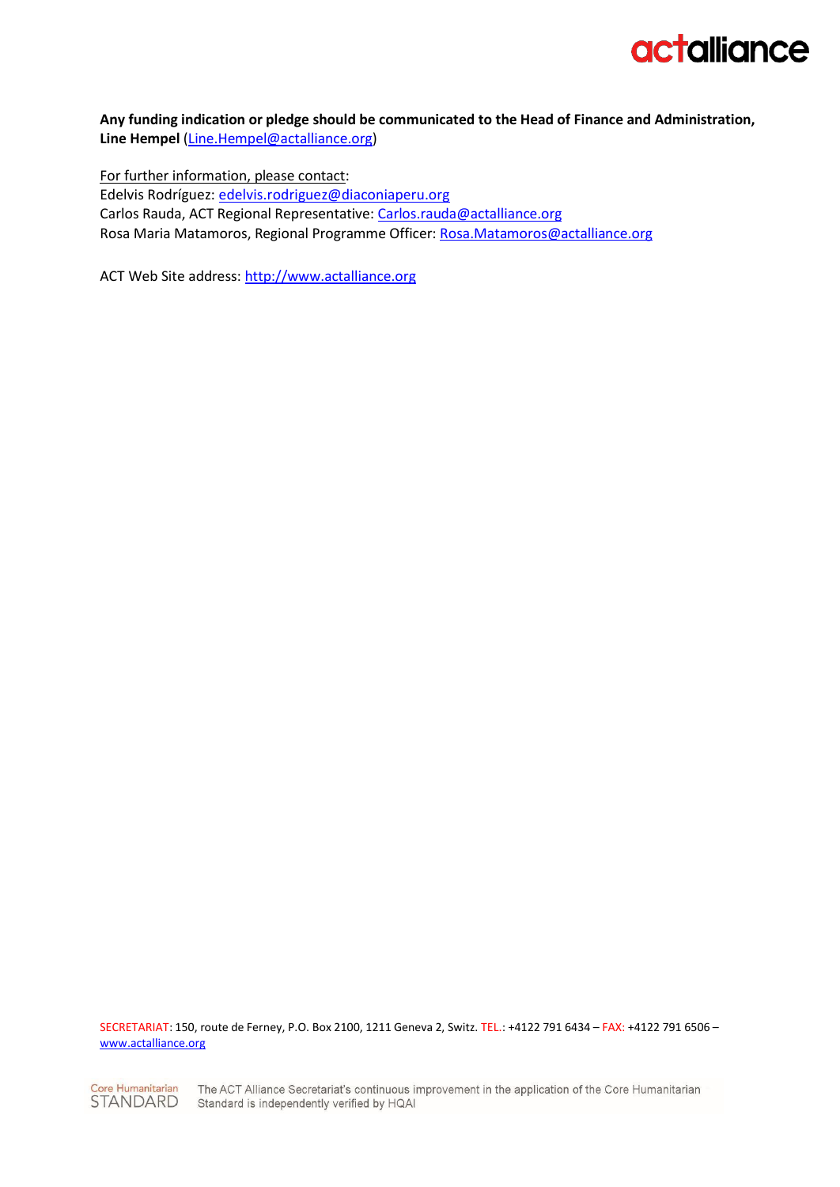**Any funding indication or pledge should be communicated to the Head of Finance and Administration, Line Hempel** (Line.Hempel@actalliance.org)

For further information, please contact:
Edelvis Rodríguez: edelvis.rodriguez@diaconiaperu.org
Carlos Rauda, ACT Regional Representative: Carlos.rauda@actalliance.org
Rosa Maria Matamoros, Regional Programme Officer: Rosa.Matamoros@actalliance.org

ACT Web Site address: http://www.actalliance.org